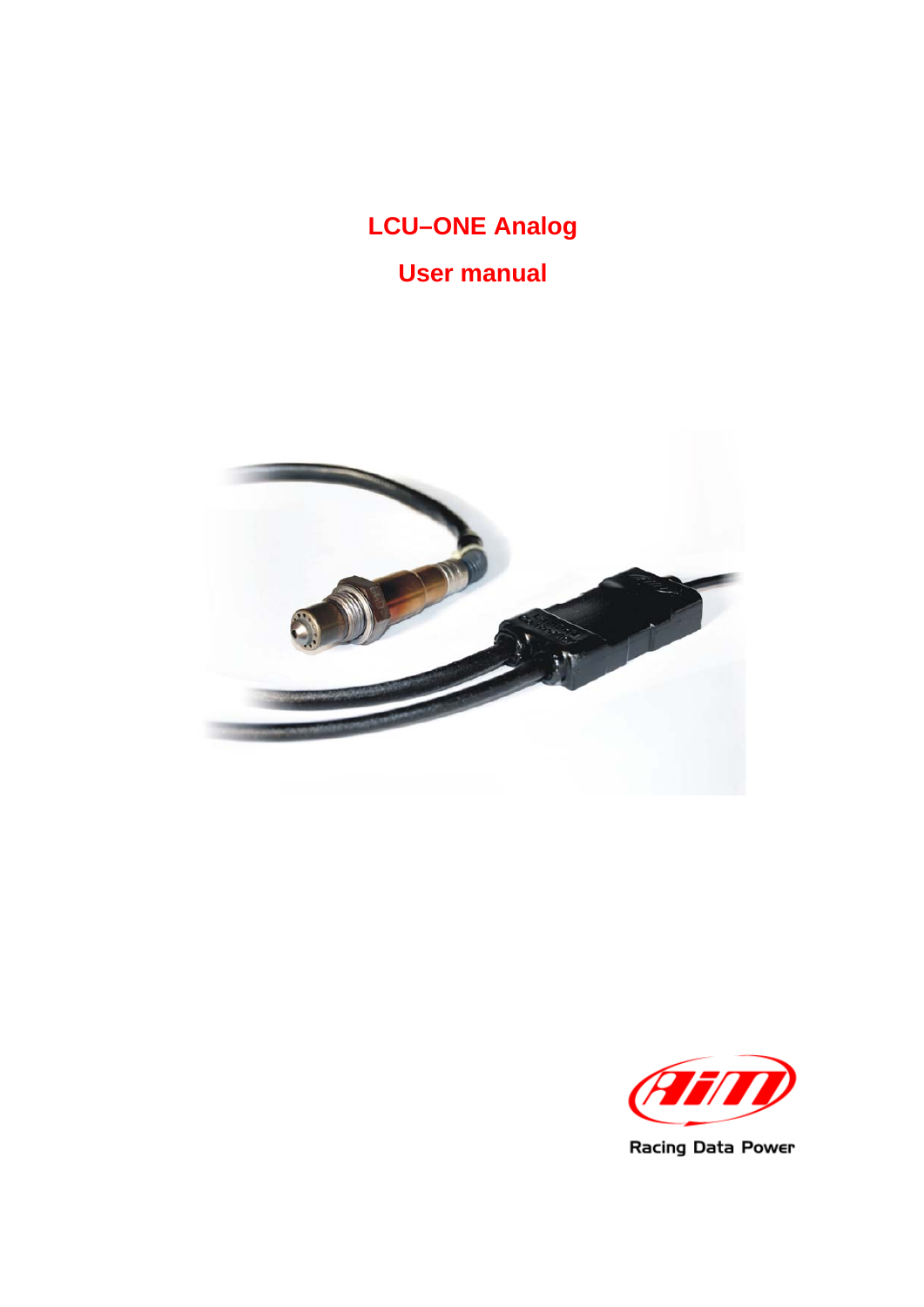# LCU–ONE Analog

## User manual

Racing Data Power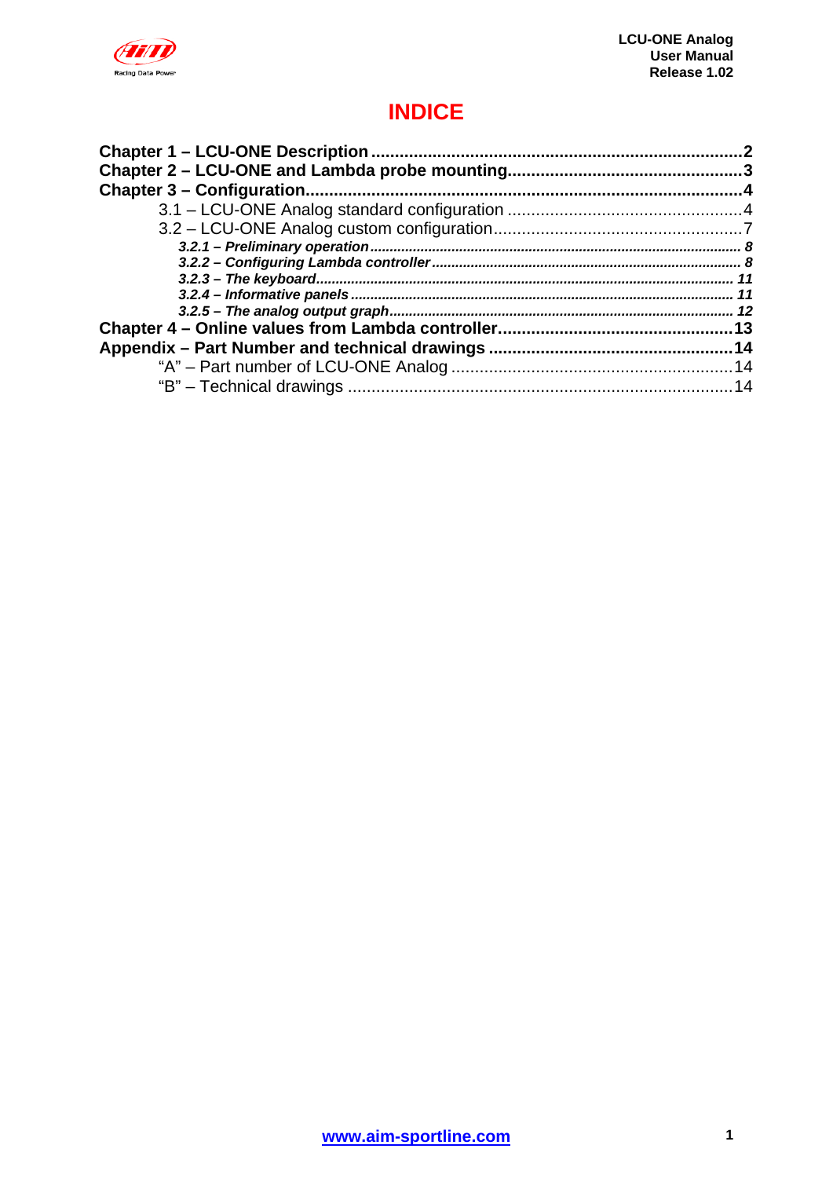# INDICE

**Chapter 1 – LCU-ONE Description** ....................................................................................**2**
**Chapter 2 – LCU-ONE and Lambda probe mounting**........................................................**3**
**Chapter 3 – Configuration**..................................................................................................**4**
3.1 – LCU-ONE Analog standard configuration .................................................4
3.2 – LCU-ONE Analog custom configuration.....................................................7
***3.2.1 – Preliminary operation*** ................................................................................... ***8***
***3.2.2 – Configuring Lambda controller*** .................................................................... ***8***
***3.2.3 – The keyboard***............................................................................................... ***11***
***3.2.4 – Informative panels*** ..................................................................................... ***11***
***3.2.5 – The analog output graph***........................................................................... ***12***
**Chapter 4 – Online values from Lambda controller**.........................................................**13**
**Appendix – Part Number and technical drawings** ..........................................................**14**
"A" – Part number of LCU-ONE Analog ............................................................14
"B" – Technical drawings ..................................................................................14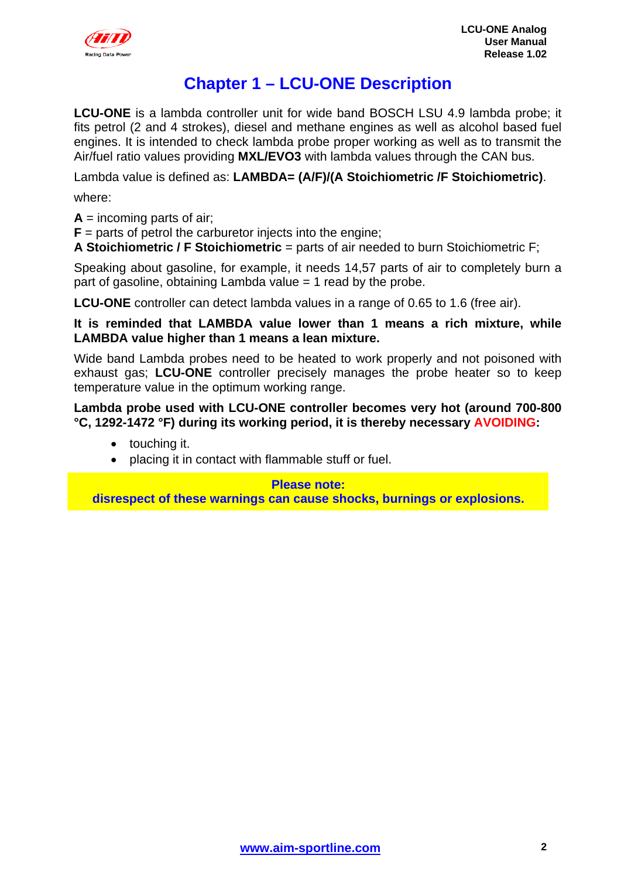# Chapter 1 – LCU-ONE Description

**LCU-ONE** is a lambda controller unit for wide band BOSCH LSU 4.9 lambda probe; it fits petrol (2 and 4 strokes), diesel and methane engines as well as alcohol based fuel engines. It is intended to check lambda probe proper working as well as to transmit the Air/fuel ratio values providing **MXL/EVO3** with lambda values through the CAN bus.

Lambda value is defined as: **LAMBDA= (A/F)/(A Stoichiometric /F Stoichiometric)**.

where:

**A** = incoming parts of air;
**F** = parts of petrol the carburetor injects into the engine;
**A Stoichiometric / F Stoichiometric** = parts of air needed to burn Stoichiometric F;

Speaking about gasoline, for example, it needs 14,57 parts of air to completely burn a part of gasoline, obtaining Lambda value = 1 read by the probe.

**LCU-ONE** controller can detect lambda values in a range of 0.65 to 1.6 (free air).

**It is reminded that LAMBDA value lower than 1 means a rich mixture, while LAMBDA value higher than 1 means a lean mixture.**

Wide band Lambda probes need to be heated to work properly and not poisoned with exhaust gas; **LCU-ONE** controller precisely manages the probe heater so to keep temperature value in the optimum working range.

**Lambda probe used with LCU-ONE controller becomes very hot (around 700-800 °C, 1292-1472 °F) during its working period, it is thereby necessary AVOIDING:**

- touching it.
- placing it in contact with flammable stuff or fuel.

**Please note:**
**disrespect of these warnings can cause shocks, burnings or explosions.**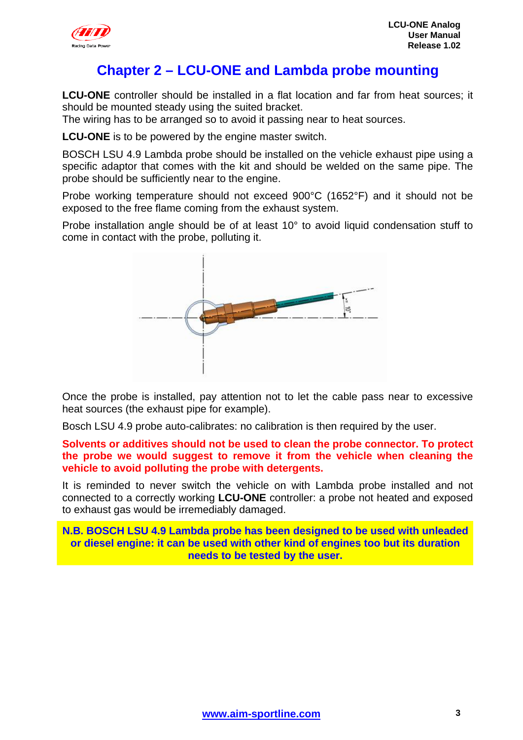# Chapter 2 – LCU-ONE and Lambda probe mounting

**LCU-ONE** controller should be installed in a flat location and far from heat sources; it should be mounted steady using the suited bracket.
The wiring has to be arranged so to avoid it passing near to heat sources.

**LCU-ONE** is to be powered by the engine master switch.

BOSCH LSU 4.9 Lambda probe should be installed on the vehicle exhaust pipe using a specific adaptor that comes with the kit and should be welded on the same pipe. The probe should be sufficiently near to the engine.

Probe working temperature should not exceed 900°C (1652°F) and it should not be exposed to the free flame coming from the exhaust system.

Probe installation angle should be of at least 10° to avoid liquid condensation stuff to come in contact with the probe, polluting it.

Once the probe is installed, pay attention not to let the cable pass near to excessive heat sources (the exhaust pipe for example).

Bosch LSU 4.9 probe auto-calibrates: no calibration is then required by the user.

**Solvents or additives should not be used to clean the probe connector. To protect the probe we would suggest to remove it from the vehicle when cleaning the vehicle to avoid polluting the probe with detergents.**

It is reminded to never switch the vehicle on with Lambda probe installed and not connected to a correctly working **LCU-ONE** controller: a probe not heated and exposed to exhaust gas would be irremediably damaged.

**N.B. BOSCH LSU 4.9 Lambda probe has been designed to be used with unleaded or diesel engine: it can be used with other kind of engines too but its duration needs to be tested by the user.**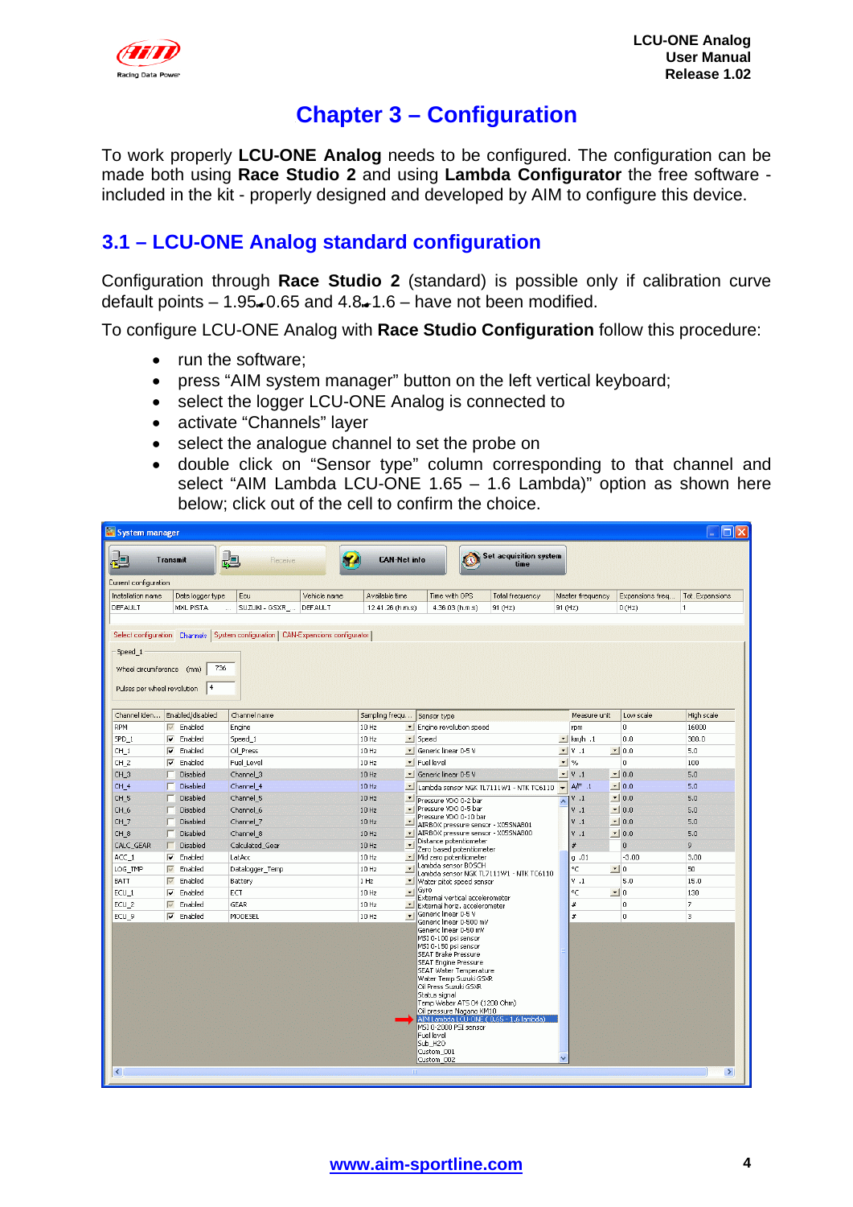# Chapter 3 – Configuration

To work properly **LCU-ONE Analog** needs to be configured. The configuration can be made both using **Race Studio 2** and using **Lambda Configurator** the free software - included in the kit - properly designed and developed by AIM to configure this device.

## 3.1 – LCU-ONE Analog standard configuration

Configuration through **Race Studio 2** (standard) is possible only if calibration curve default points – 1.95↔0.65 and 4.8↔1.6 – have not been modified.

To configure LCU-ONE Analog with **Race Studio Configuration** follow this procedure:

- run the software;
- press "AIM system manager" button on the left vertical keyboard;
- select the logger LCU-ONE Analog is connected to
- activate "Channels" layer
- select the analogue channel to set the probe on
- double click on "Sensor type" column corresponding to that channel and select "AIM Lambda LCU-ONE 1.65 – 1.6 Lambda)" option as shown here below; click out of the cell to confirm the choice.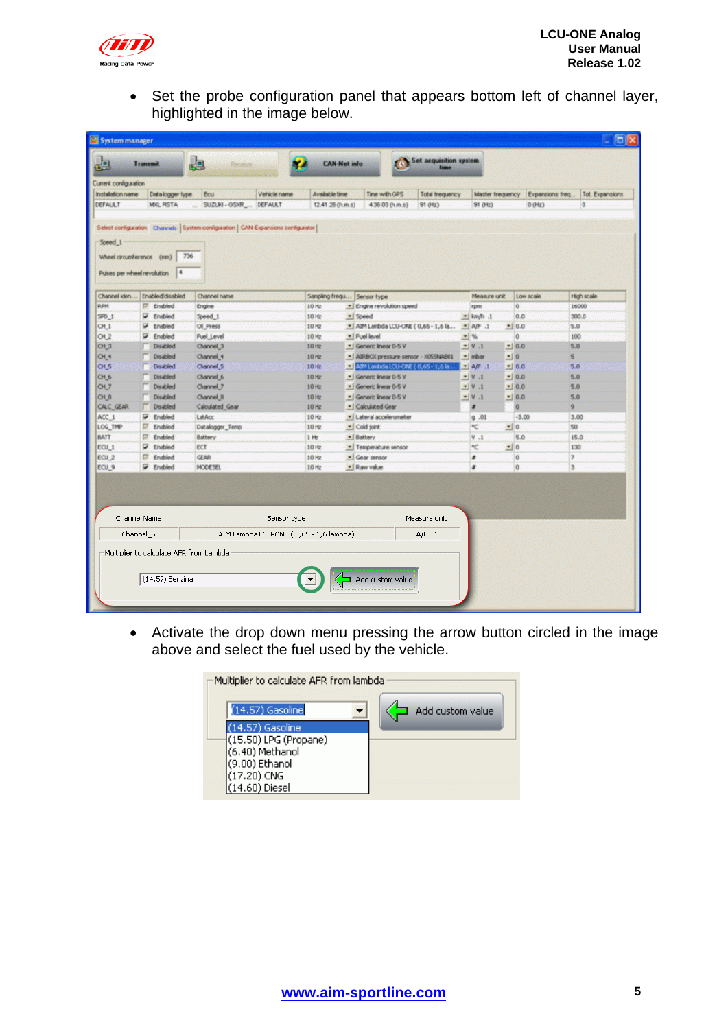- Set the probe configuration panel that appears bottom left of channel layer, highlighted in the image below.

- Activate the drop down menu pressing the arrow button circled in the image above and select the fuel used by the vehicle.

www.aim-sportline.com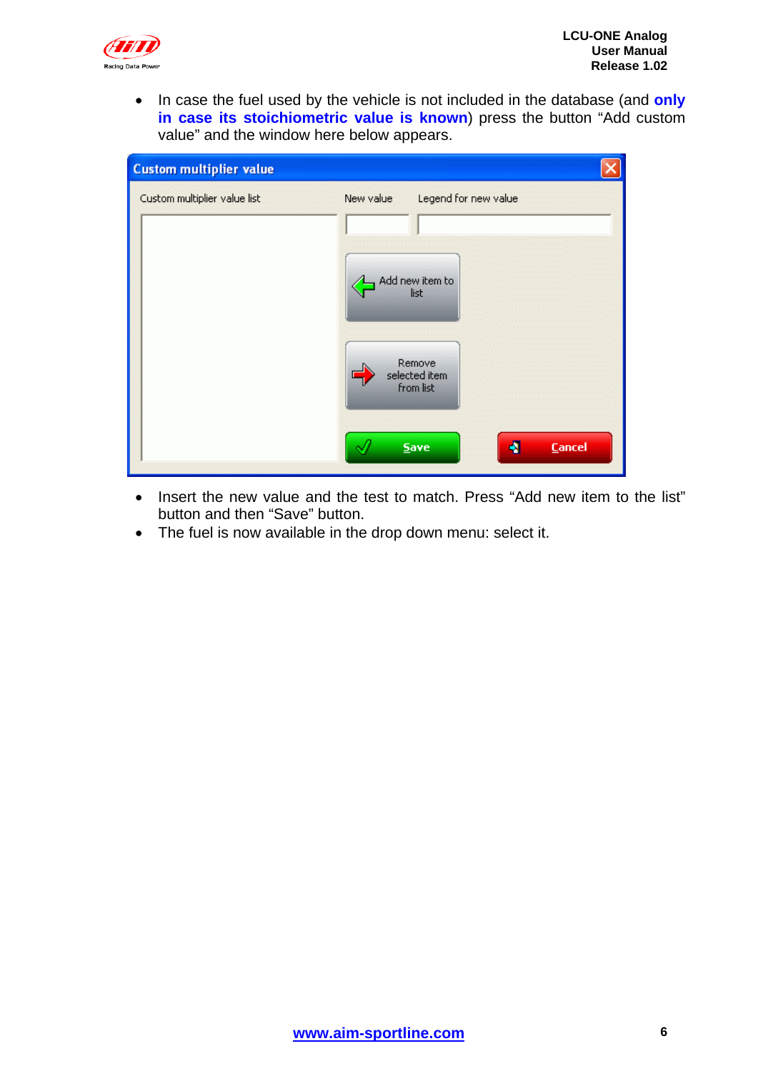- In case the fuel used by the vehicle is not included in the database (and **only in case its stoichiometric value is known**) press the button "Add custom value" and the window here below appears.

- Insert the new value and the test to match. Press "Add new item to the list" button and then "Save" button.
- The fuel is now available in the drop down menu: select it.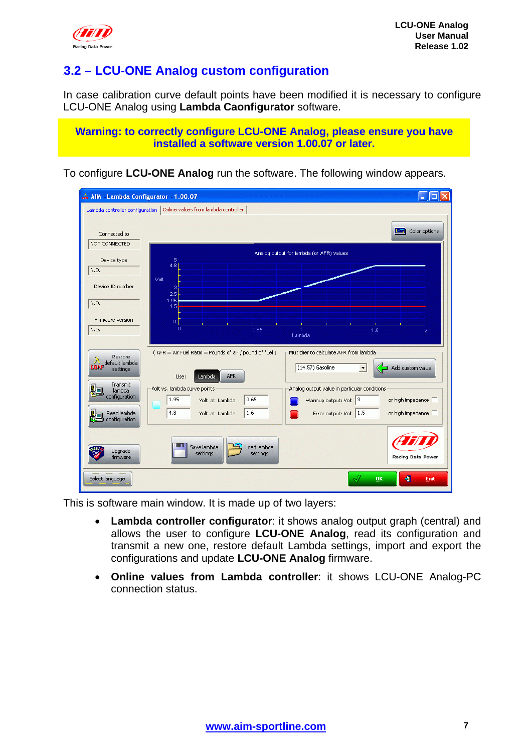## 3.2 – LCU-ONE Analog custom configuration

In case calibration curve default points have been modified it is necessary to configure LCU-ONE Analog using **Lambda Caonfigurator** software.

**Warning: to correctly configure LCU-ONE Analog, please ensure you have installed a software version 1.00.07 or later.**

To configure **LCU-ONE Analog** run the software. The following window appears.

This is software main window. It is made up of two layers:

- **Lambda controller configurator**: it shows analog output graph (central) and allows the user to configure **LCU-ONE Analog**, read its configuration and transmit a new one, restore default Lambda settings, import and export the configurations and update **LCU-ONE Analog** firmware.
- **Online values from Lambda controller**: it shows LCU-ONE Analog-PC connection status.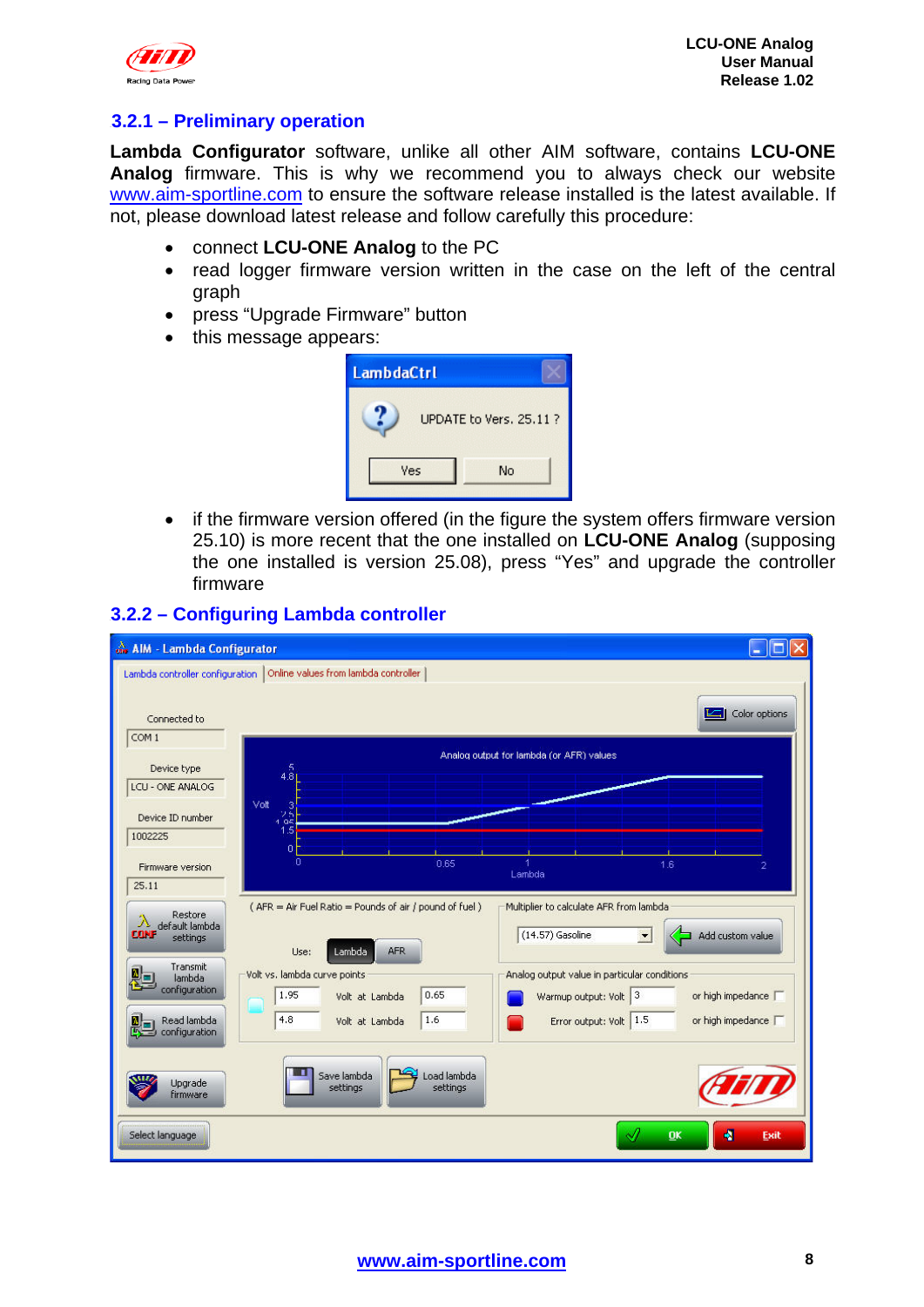### 3.2.1 – Preliminary operation

**Lambda Configurator** software, unlike all other AIM software, contains **LCU-ONE Analog** firmware. This is why we recommend you to always check our website www.aim-sportline.com to ensure the software release installed is the latest available. If not, please download latest release and follow carefully this procedure:

- connect **LCU-ONE Analog** to the PC
- read logger firmware version written in the case on the left of the central graph
- press "Upgrade Firmware" button
- this message appears:

- if the firmware version offered (in the figure the system offers firmware version 25.10) is more recent that the one installed on **LCU-ONE Analog** (supposing the one installed is version 25.08), press "Yes" and upgrade the controller firmware

### 3.2.2 – Configuring Lambda controller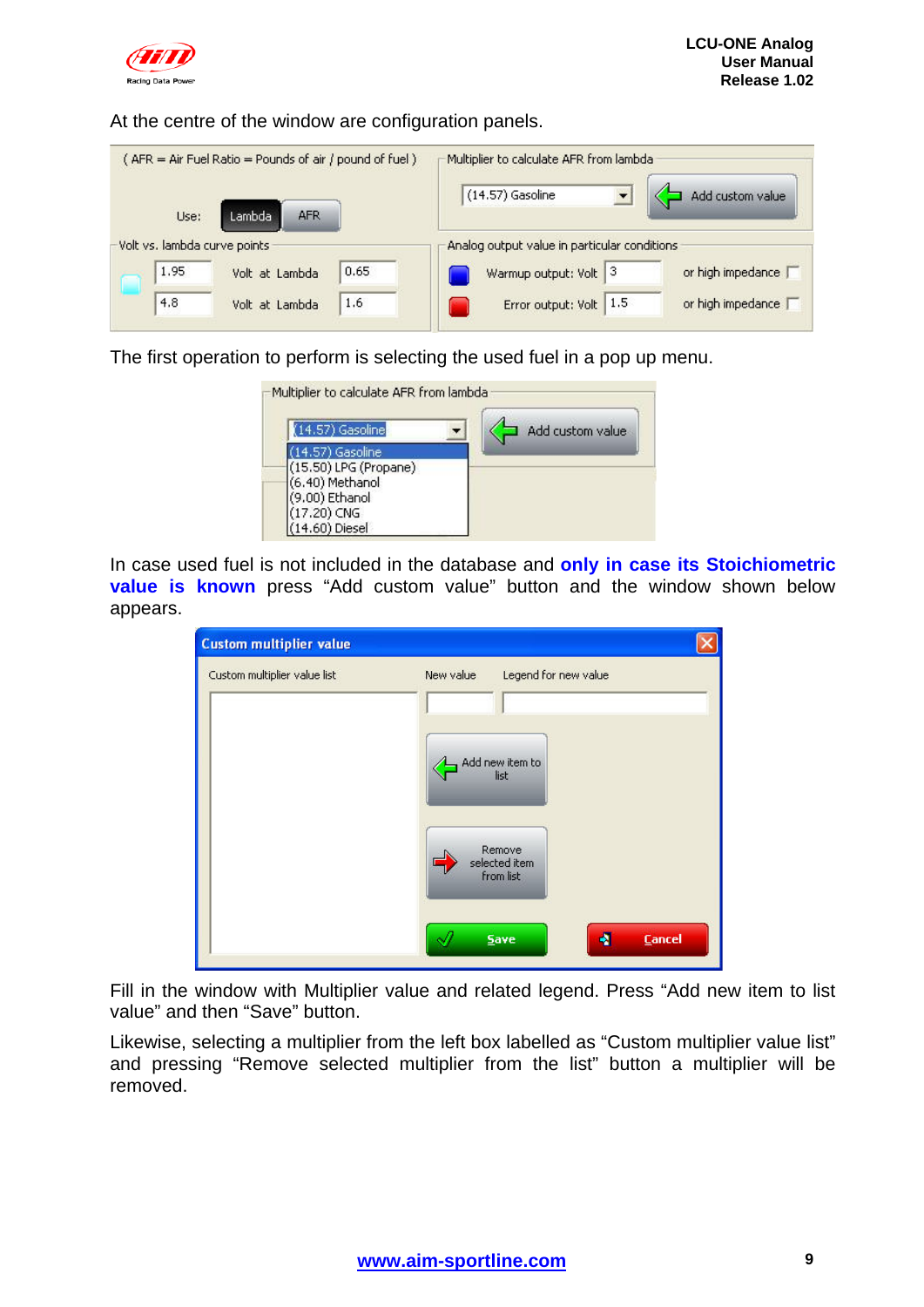At the centre of the window are configuration panels.

The first operation to perform is selecting the used fuel in a pop up menu.

In case used fuel is not included in the database and **only in case its Stoichiometric value is known** press “Add custom value” button and the window shown below appears.

Fill in the window with Multiplier value and related legend. Press “Add new item to list value” and then “Save” button.

Likewise, selecting a multiplier from the left box labelled as “Custom multiplier value list” and pressing “Remove selected multiplier from the list” button a multiplier will be removed.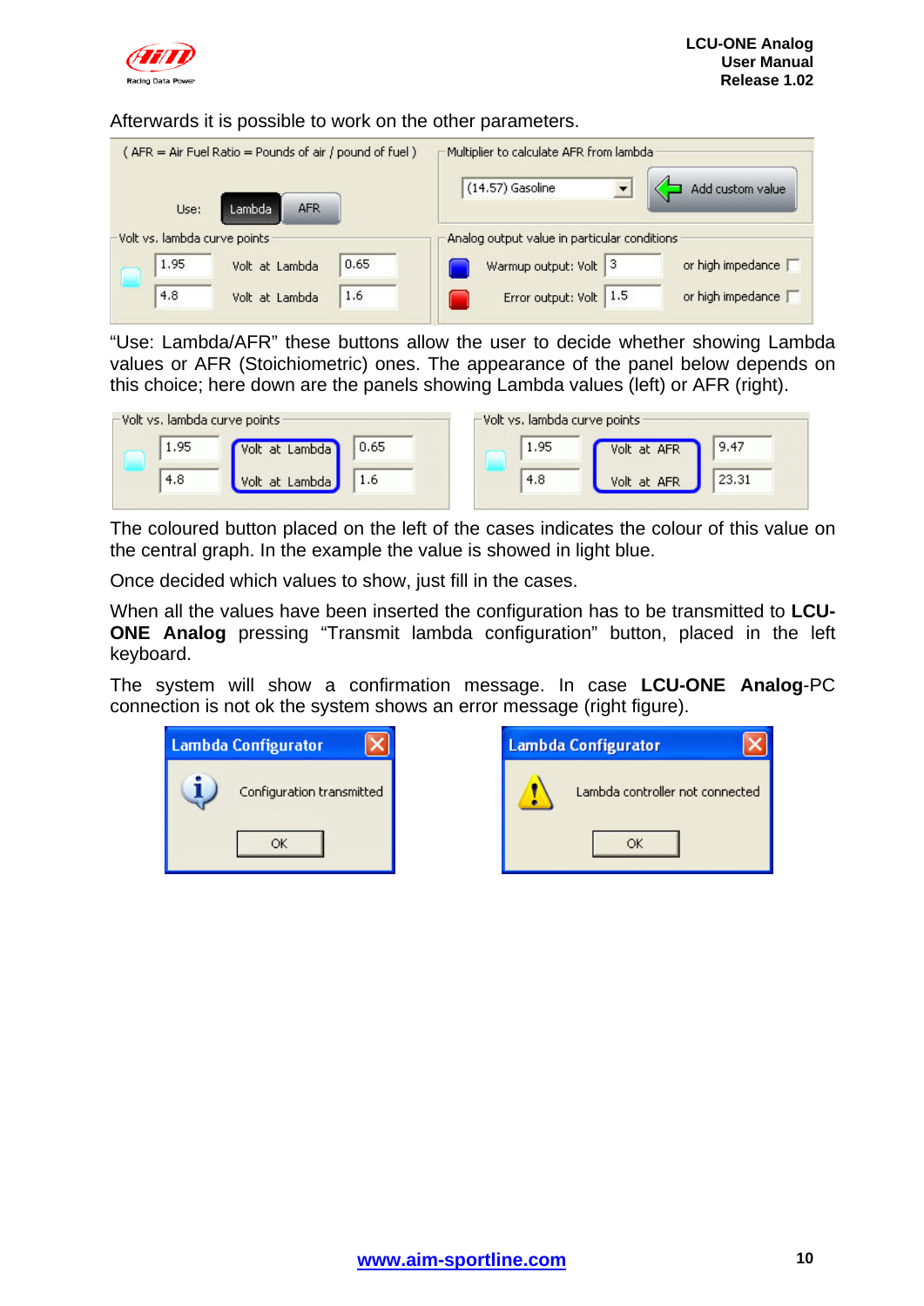Afterwards it is possible to work on the other parameters.

"Use: Lambda/AFR" these buttons allow the user to decide whether showing Lambda values or AFR (Stoichiometric) ones. The appearance of the panel below depends on this choice; here down are the panels showing Lambda values (left) or AFR (right).

The coloured button placed on the left of the cases indicates the colour of this value on the central graph. In the example the value is showed in light blue.

Once decided which values to show, just fill in the cases.

When all the values have been inserted the configuration has to be transmitted to **LCU-ONE Analog** pressing "Transmit lambda configuration" button, placed in the left keyboard.

The system will show a confirmation message. In case **LCU-ONE Analog**-PC connection is not ok the system shows an error message (right figure).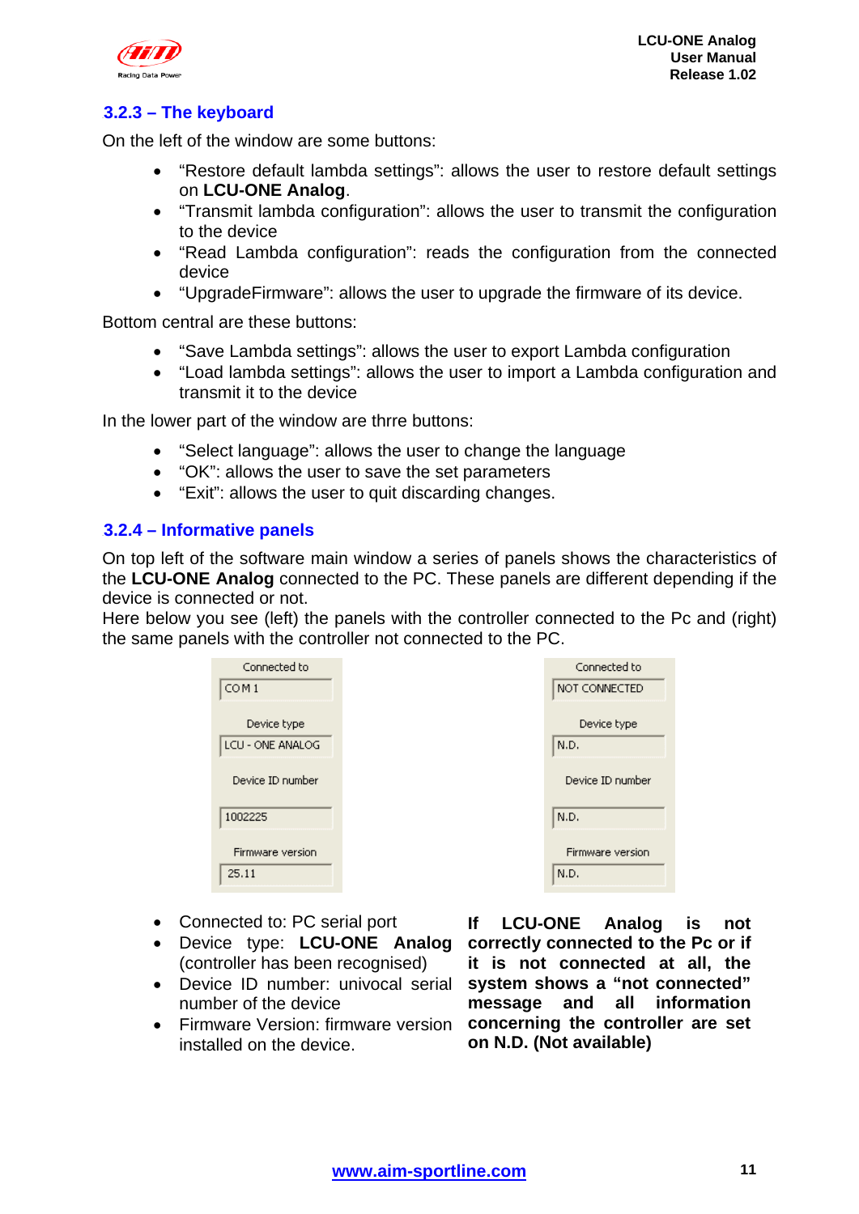### 3.2.3 – The keyboard

On the left of the window are some buttons:

- "Restore default lambda settings": allows the user to restore default settings on **LCU-ONE Analog**.
- "Transmit lambda configuration": allows the user to transmit the configuration to the device
- "Read Lambda configuration": reads the configuration from the connected device
- "UpgradeFirmware": allows the user to upgrade the firmware of its device.

Bottom central are these buttons:

- "Save Lambda settings": allows the user to export Lambda configuration
- "Load lambda settings": allows the user to import a Lambda configuration and transmit it to the device

In the lower part of the window are thrre buttons:

- "Select language": allows the user to change the language
- "OK": allows the user to save the set parameters
- "Exit": allows the user to quit discarding changes.

### 3.2.4 – Informative panels

On top left of the software main window a series of panels shows the characteristics of the **LCU-ONE Analog** connected to the PC. These panels are different depending if the device is connected or not.
Here below you see (left) the panels with the controller connected to the Pc and (right) the same panels with the controller not connected to the PC.

| | Connected | Not connected |
|---|---|---|
| Connected to | COM 1 | NOT CONNECTED |
| Device type | LCU - ONE ANALOG | N.D. |
| Device ID number | 1002225 | N.D. |
| Firmware version | 25.11 | N.D. |

- Connected to: PC serial port
- Device type: **LCU-ONE Analog** (controller has been recognised)
- Device ID number: univocal serial number of the device
- Firmware Version: firmware version installed on the device.

**If LCU-ONE Analog is not correctly connected to the Pc or if it is not connected at all, the system shows a "not connected" message and all information concerning the controller are set on N.D. (Not available)**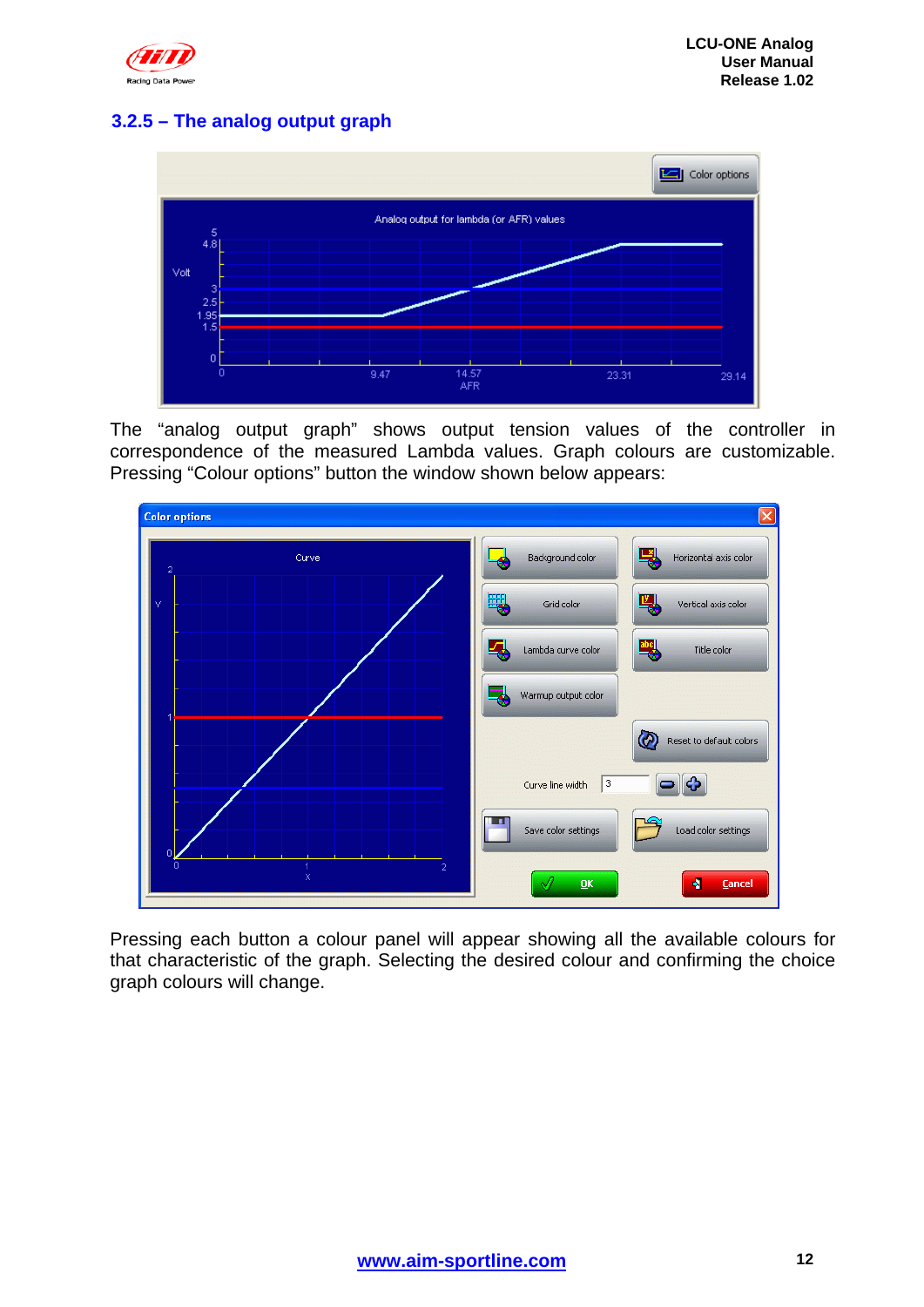### 3.2.5 – The analog output graph

The "analog output graph" shows output tension values of the controller in correspondence of the measured Lambda values. Graph colours are customizable. Pressing "Colour options" button the window shown below appears:

Pressing each button a colour panel will appear showing all the available colours for that characteristic of the graph. Selecting the desired colour and confirming the choice graph colours will change.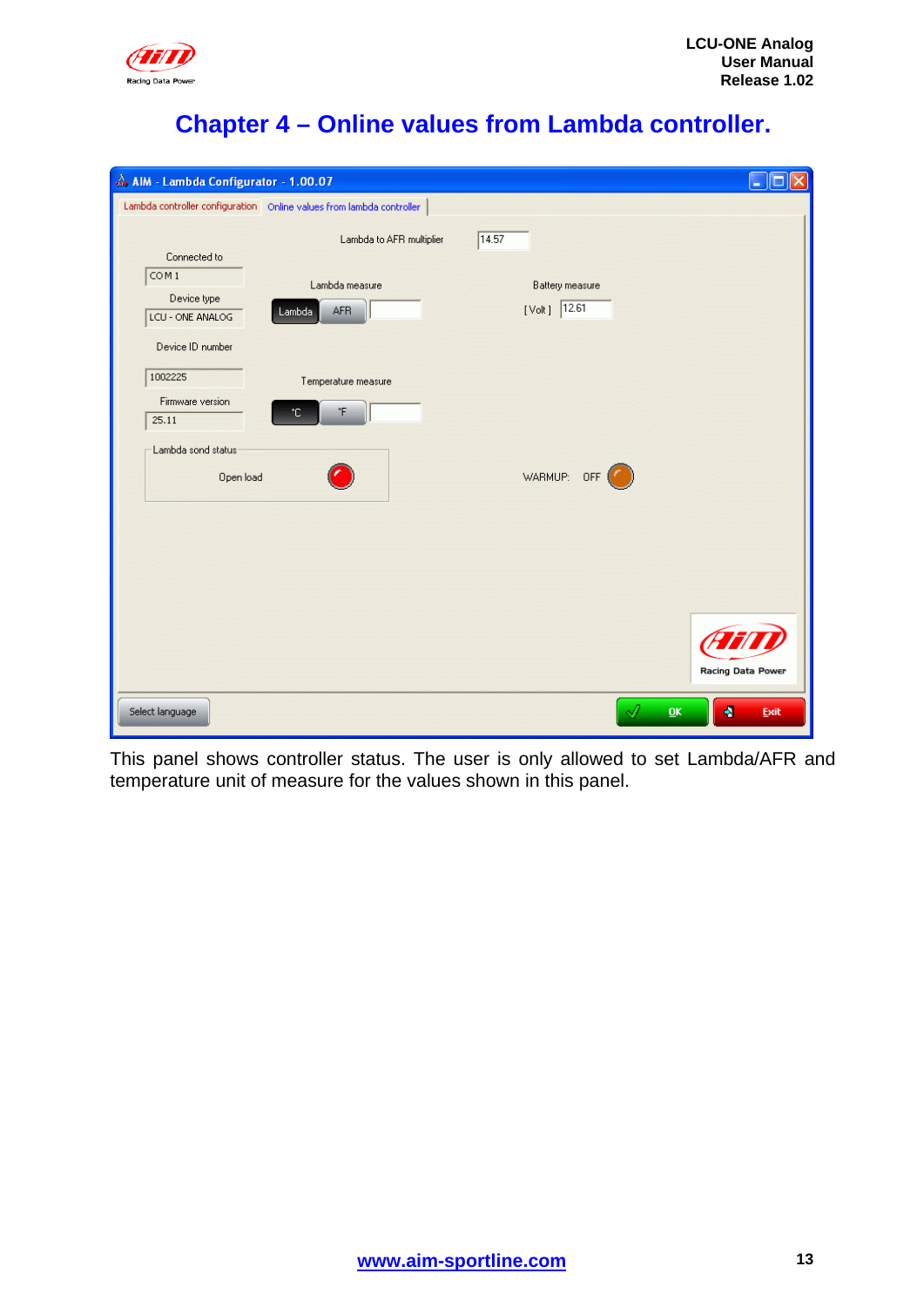# Chapter 4 – Online values from Lambda controller.

This panel shows controller status. The user is only allowed to set Lambda/AFR and temperature unit of measure for the values shown in this panel.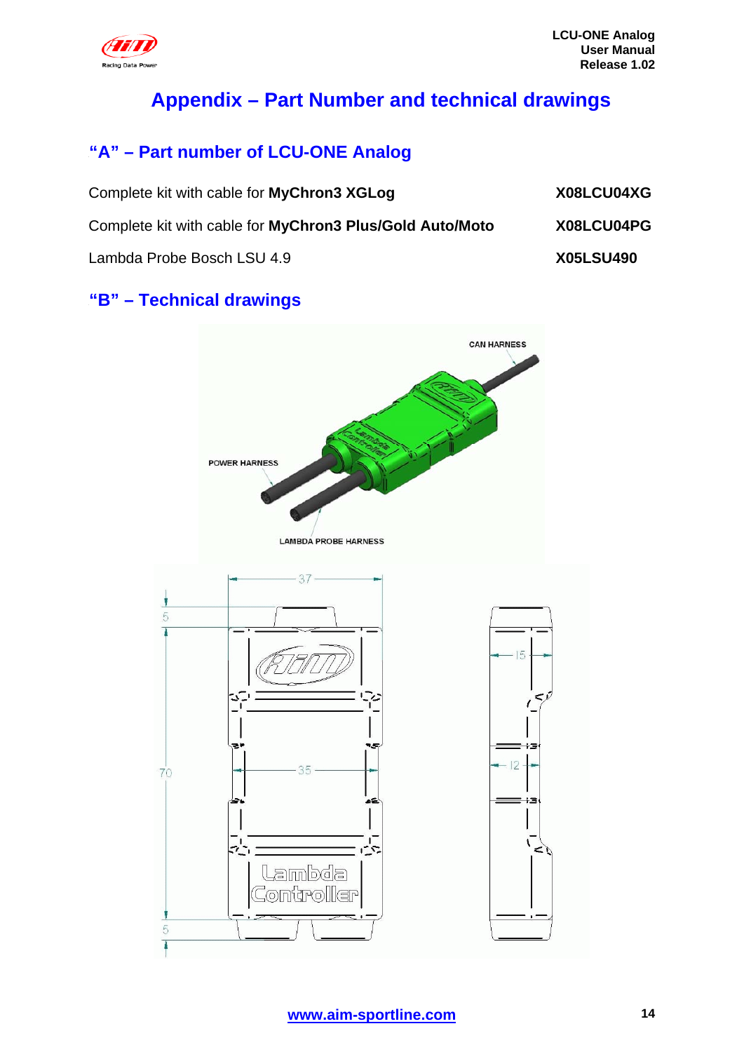# Appendix – Part Number and technical drawings

## "A" – Part number of LCU-ONE Analog

| | |
|---|---|
| Complete kit with cable for **MyChron3 XGLog** | **X08LCU04XG** |
| Complete kit with cable for **MyChron3 Plus/Gold Auto/Moto** | **X08LCU04PG** |
| Lambda Probe Bosch LSU 4.9 | **X05LSU490** |

## "B" – Technical drawings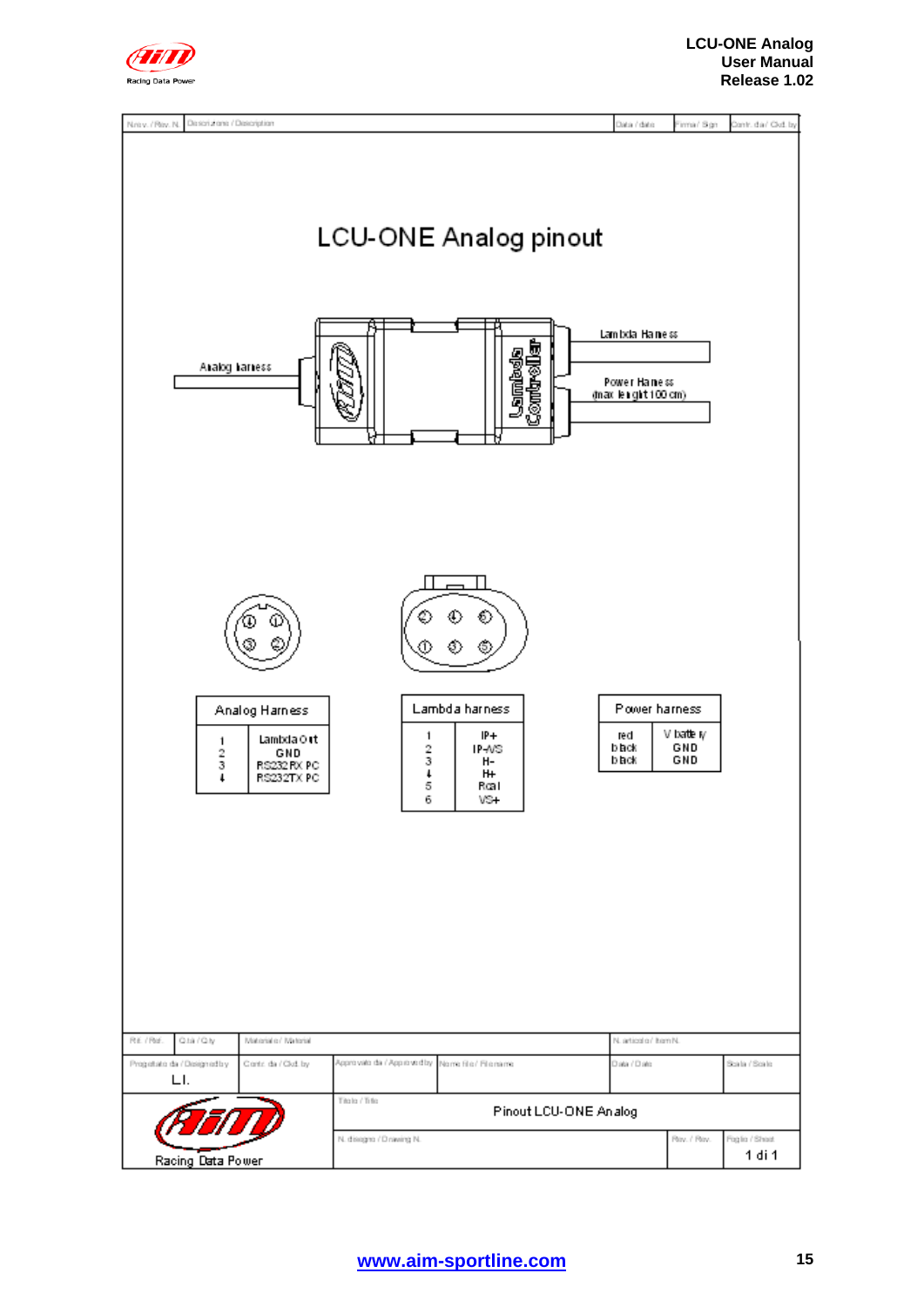# LCU-ONE Analog pinout

Analog harness

Lambda Harness

Power Harness
(max lenght 100 cm)

| Analog Harness | |
|---|---|
| 1 | Lambda Out |
| 2 | GND |
| 3 | RS232 RX PC |
| 4 | RS232 TX PC |

| Lambda harness | |
|---|---|
| 1 | IP+ |
| 2 | IP-/VS |
| 3 | H- |
| 4 | H+ |
| 5 | Rcal |
| 6 | VS+ |

| Power harness | |
|---|---|
| red | V battery |
| black | GND |
| black | GND |

| | | | | |
|---|---|---|---|---|
| Progettato da / Designed by: LI. | Contr. da / Ckd. by | Approvato da / Approved by | Nome file / Filename | Data / Date |
| Titolo / Title | Pinout LCU-ONE Analog | | | |
| N. disegno / Drawing N. | | Rev. / Rev. | Foglio / Sheet | 1 di 1 |

Racing Data Power